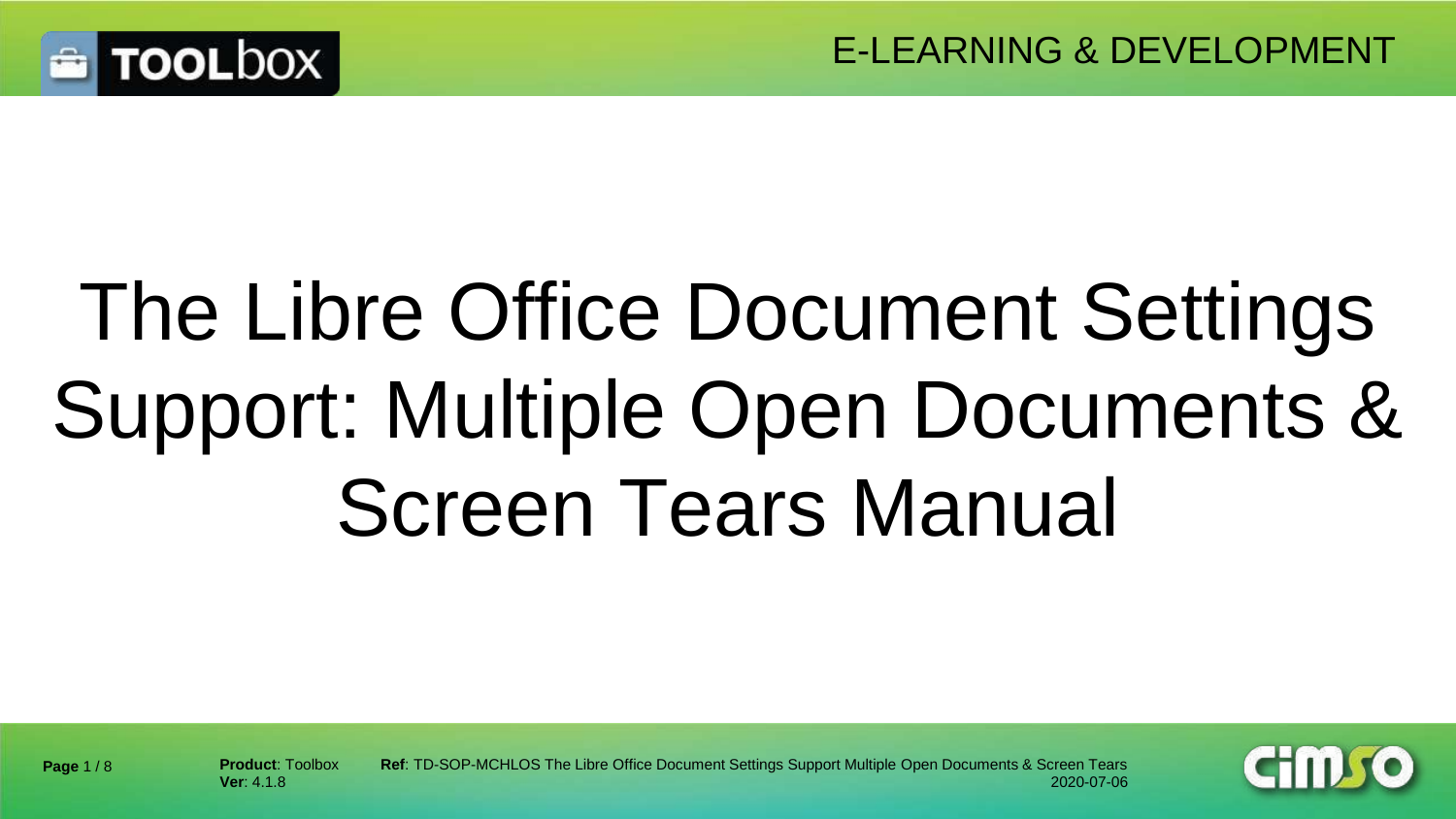# The Libre Office Document Settings Support: Multiple Open Documents & Screen Tears Manual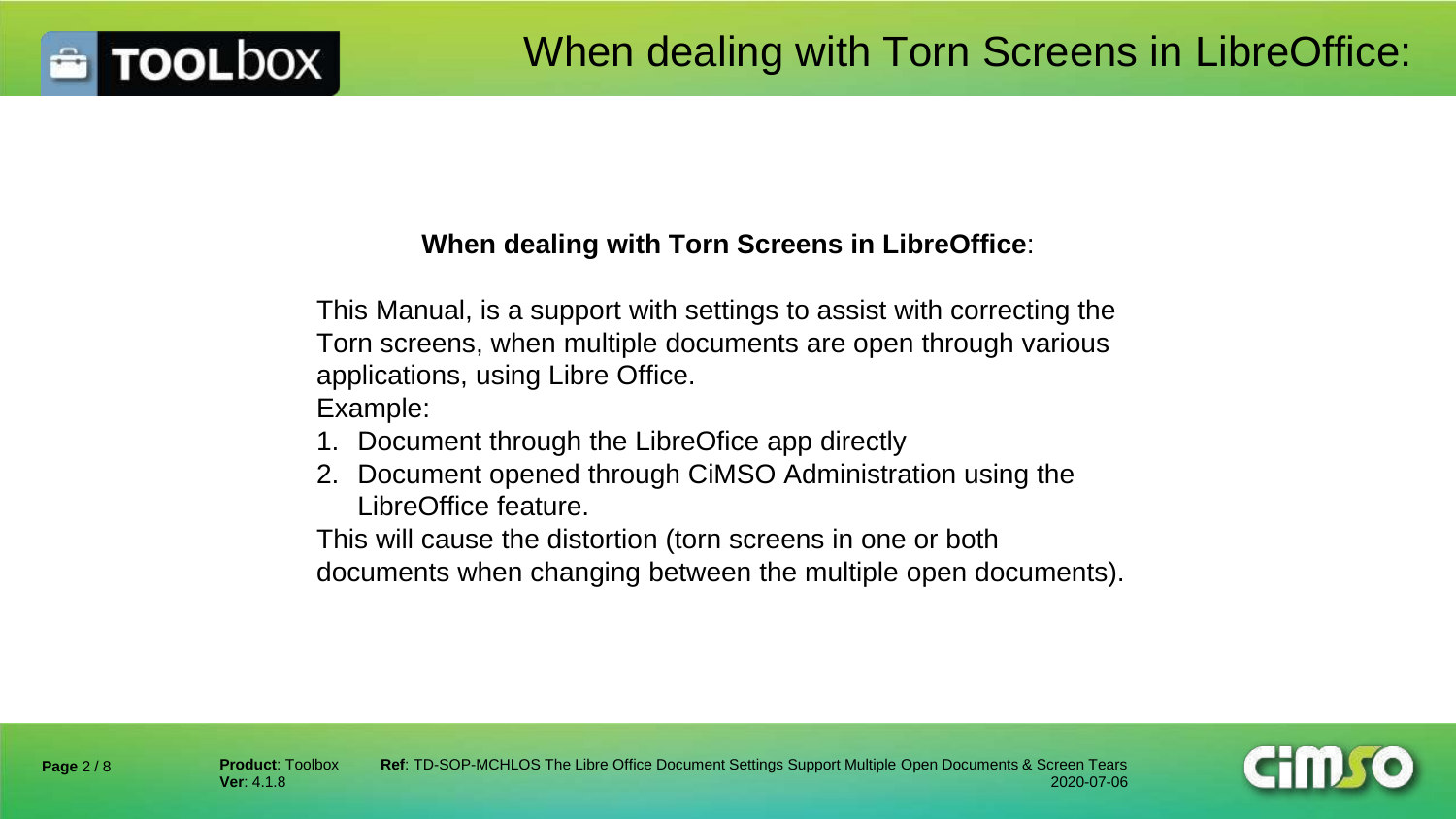# When dealing with Torn Screens in LibreOffice:

**When dealing with Torn Screens in LibreOffice**:

This Manual, is a support with settings to assist with correcting the Torn screens, when multiple documents are open through various applications, using Libre Office.

Example:

1. Document through the LibreOfice app directly
2. Document opened through CiMSO Administration using the LibreOffice feature.

This will cause the distortion (torn screens in one or both documents when changing between the multiple open documents).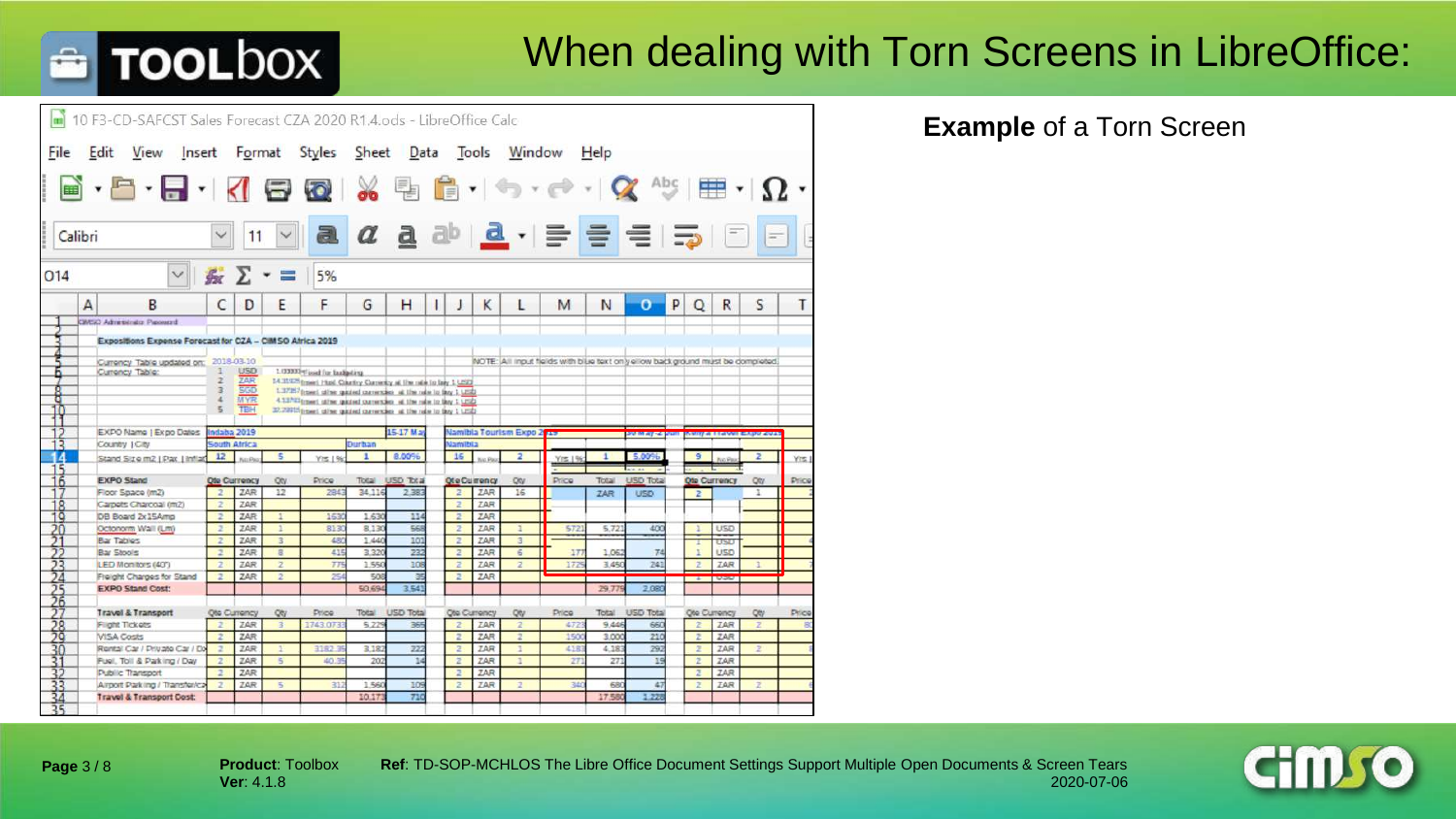# When dealing with Torn Screens in LibreOffice:

**Example** of a Torn Screen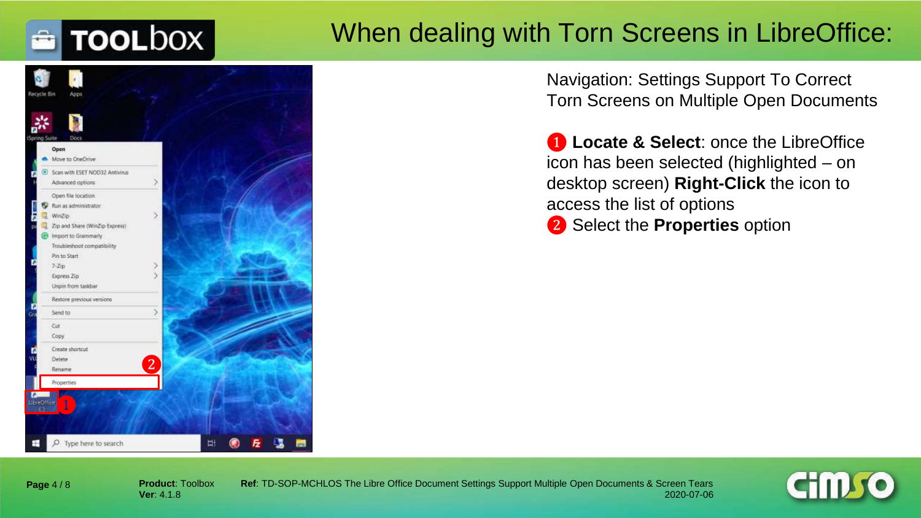# When dealing with Torn Screens in LibreOffice:

Navigation: Settings Support To Correct Torn Screens on Multiple Open Documents

❶ **Locate & Select**: once the LibreOffice icon has been selected (highlighted – on desktop screen) **Right-Click** the icon to access the list of options

❷ Select the **Properties** option

**Product**: Toolbox
**Ver**: 4.1.8

**Ref**: TD-SOP-MCHLOS The Libre Office Document Settings Support Multiple Open Documents & Screen Tears
2020-07-06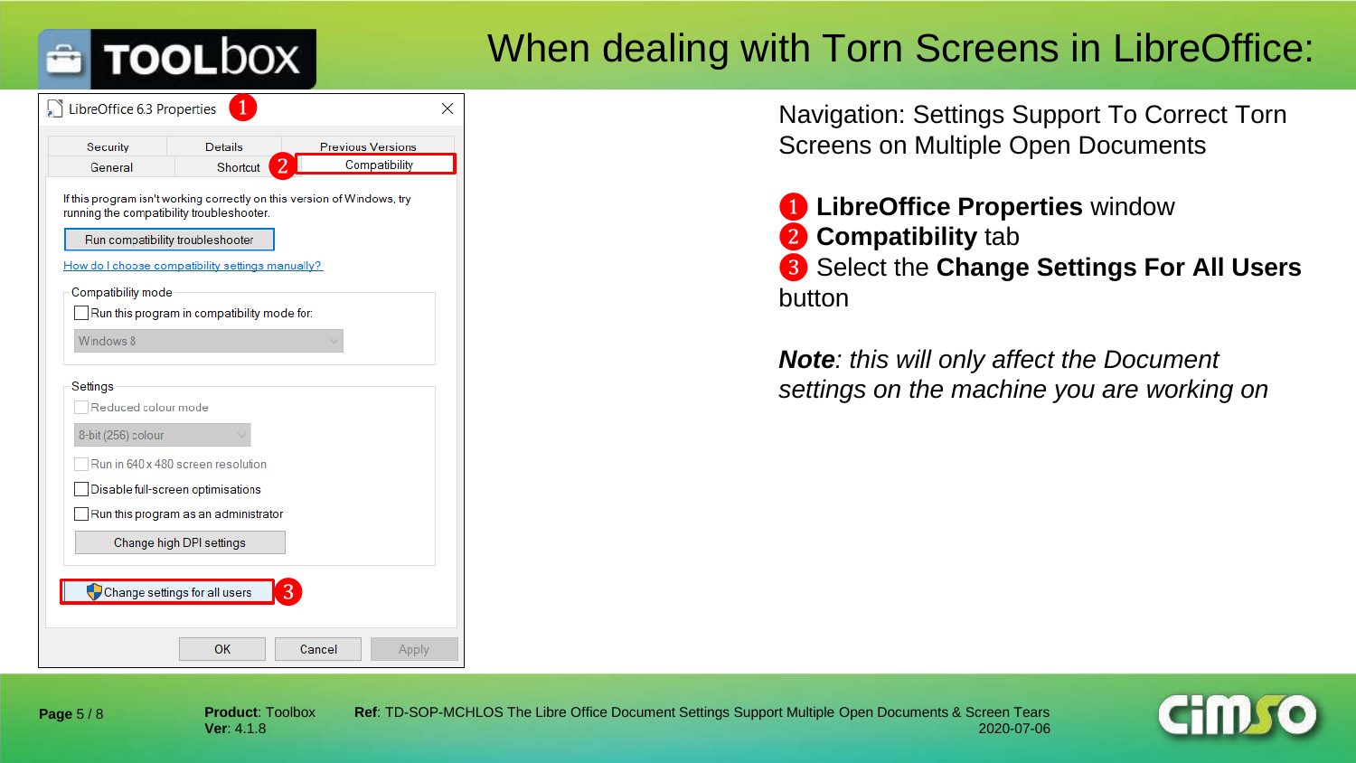# When dealing with Torn Screens in LibreOffice:

LibreOffice 6.3 Properties

Security | Details | Previous Versions
General | Shortcut | Compatibility

If this program isn't working correctly on this version of Windows, try running the compatibility troubleshooter.

Run compatibility troubleshooter

How do I choose compatibility settings manually?

Compatibility mode

Run this program in compatibility mode for:

Windows 8

Settings

Reduced colour mode

8-bit (256) colour

Run in 640 x 480 screen resolution

Disable full-screen optimisations

Run this program as an administrator

Change high DPI settings

Change settings for all users

OK | Cancel | Apply

Navigation: Settings Support To Correct Torn Screens on Multiple Open Documents

1. **LibreOffice Properties** window
2. **Compatibility** tab
3. Select the **Change Settings For All Users** button

***Note**: this will only affect the Document settings on the machine you are working on*

**Product**: Toolbox
**Ver**: 4.1.8

**Ref**: TD-SOP-MCHLOS The Libre Office Document Settings Support Multiple Open Documents & Screen Tears
2020-07-06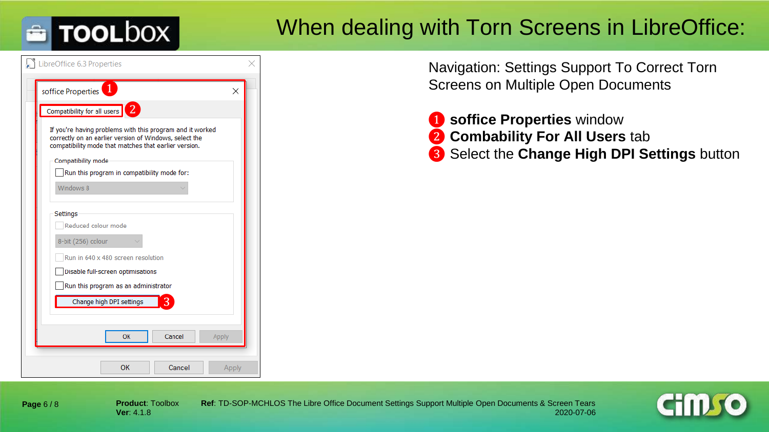# When dealing with Torn Screens in LibreOffice:

Navigation: Settings Support To Correct Torn Screens on Multiple Open Documents

1. **soffice Properties** window
2. **Combability For All Users** tab
3. Select the **Change High DPI Settings** button

LibreOffice 6.3 Properties

soffice Properties

Compatibility for all users

If you're having problems with this program and it worked correctly on an earlier version of Windows, select the compatibility mode that matches that earlier version.

Compatibility mode

- [ ] Run this program in compatibility mode for:

Windows 8

Settings

- [ ] Reduced colour mode

8-bit (256) colour

- [ ] Run in 640 x 480 screen resolution
- [ ] Disable full-screen optimisations
- [ ] Run this program as an administrator

Change high DPI settings

OK | Cancel | Apply

OK | Cancel | Apply

**Product**: Toolbox
**Ver**: 4.1.8

**Ref**: TD-SOP-MCHLOS The Libre Office Document Settings Support Multiple Open Documents & Screen Tears
2020-07-06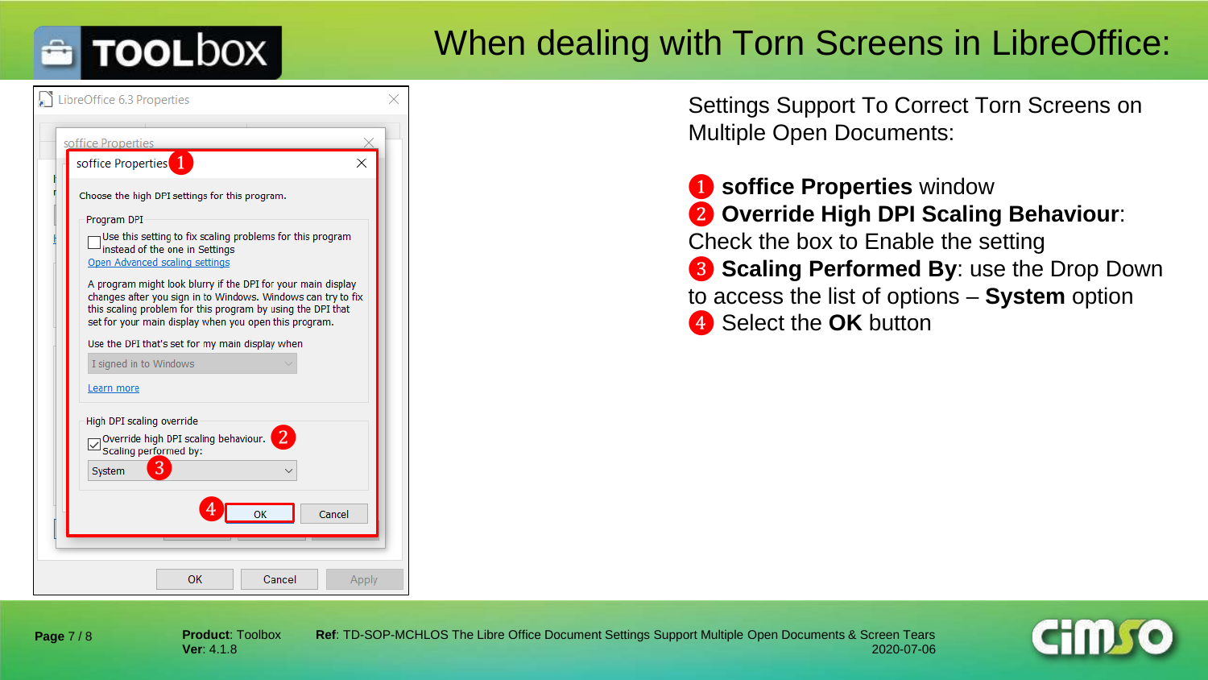# When dealing with Torn Screens in LibreOffice:

Settings Support To Correct Torn Screens on Multiple Open Documents:

1. **soffice Properties** window
2. **Override High DPI Scaling Behaviour**: Check the box to Enable the setting
3. **Scaling Performed By**: use the Drop Down to access the list of options – **System** option
4. Select the **OK** button

**Product**: Toolbox
**Ver**: 4.1.8

**Ref**: TD-SOP-MCHLOS The Libre Office Document Settings Support Multiple Open Documents & Screen Tears
2020-07-06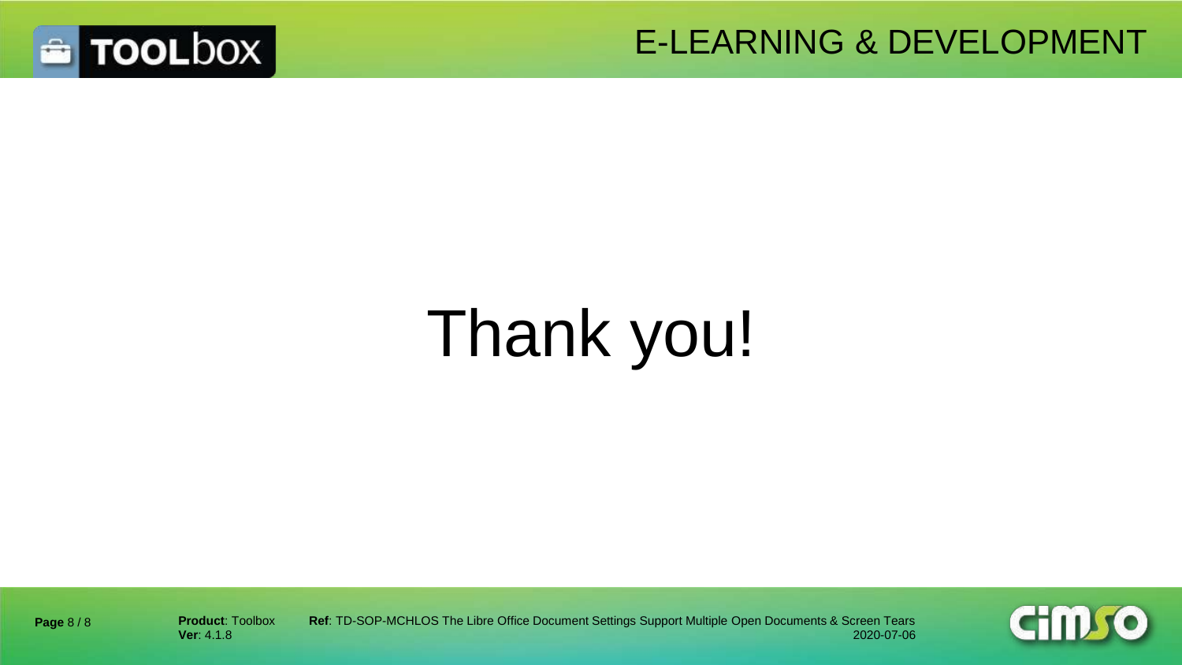# Thank you!